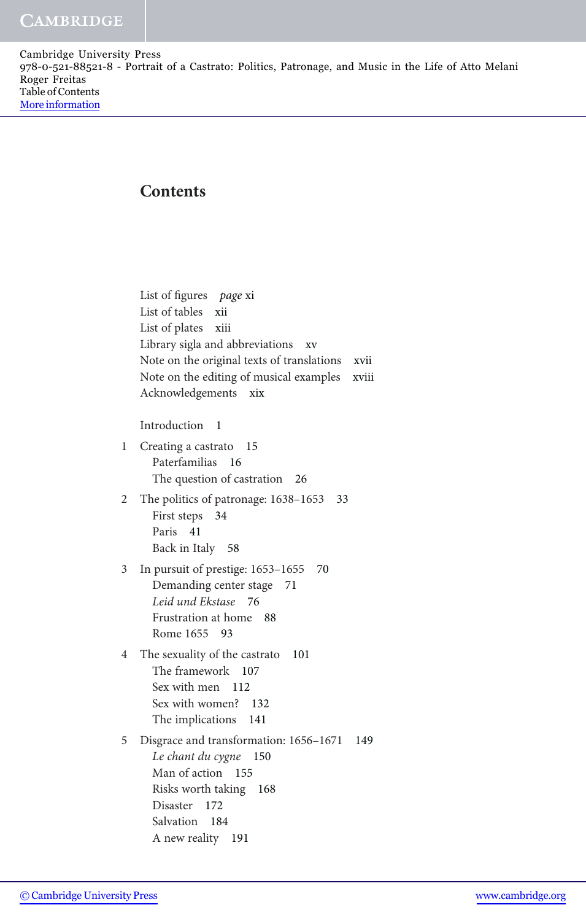Cambridge University Press
978-0-521-88521-8 - Portrait of a Castrato: Politics, Patronage, and Music in the Life of Atto Melani
Roger Freitas
Table of Contents
More information

# Contents

List of figures *page* xi
List of tables xii
List of plates xiii
Library sigla and abbreviations xv
Note on the original texts of translations xvii
Note on the editing of musical examples xviii
Acknowledgements xix

Introduction 1

1 Creating a castrato 15
- Paterfamilias 16
- The question of castration 26

2 The politics of patronage: 1638–1653 33
- First steps 34
- Paris 41
- Back in Italy 58

3 In pursuit of prestige: 1653–1655 70
- Demanding center stage 71
- *Leid und Ekstase* 76
- Frustration at home 88
- Rome 1655 93

4 The sexuality of the castrato 101
- The framework 107
- Sex with men 112
- Sex with women? 132
- The implications 141

5 Disgrace and transformation: 1656–1671 149
- *Le chant du cygne* 150
- Man of action 155
- Risks worth taking 168
- Disaster 172
- Salvation 184
- A new reality 191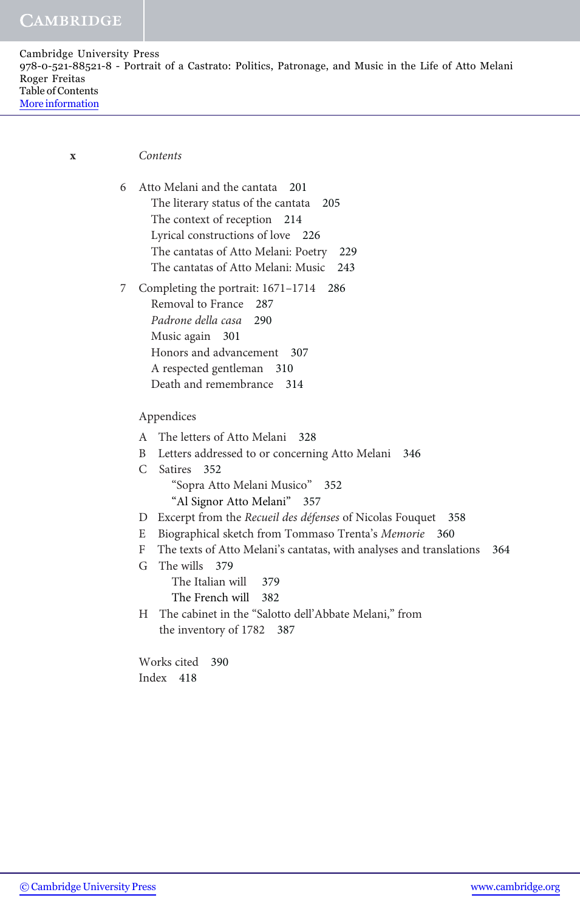Cambridge University Press
978-0-521-88521-8 - Portrait of a Castrato: Politics, Patronage, and Music in the Life of Atto Melani
Roger Freitas
Table of Contents
More information

6 Atto Melani and the cantata 201
- The literary status of the cantata 205
- The context of reception 214
- Lyrical constructions of love 226
- The cantatas of Atto Melani: Poetry 229
- The cantatas of Atto Melani: Music 243

7 Completing the portrait: 1671–1714 286
- Removal to France 287
- *Padrone della casa* 290
- Music again 301
- Honors and advancement 307
- A respected gentleman 310
- Death and remembrance 314

Appendices

A The letters of Atto Melani 328

B Letters addressed to or concerning Atto Melani 346

C Satires 352
- "Sopra Atto Melani Musico" 352
- "Al Signor Atto Melani" 357

D Excerpt from the *Recueil des défenses* of Nicolas Fouquet 358

E Biographical sketch from Tommaso Trenta's *Memorie* 360

F The texts of Atto Melani's cantatas, with analyses and translations 364

G The wills 379
- The Italian will 379
- The French will 382

H The cabinet in the "Salotto dell'Abbate Melani," from the inventory of 1782 387

Works cited 390

Index 418

© Cambridge University Press www.cambridge.org